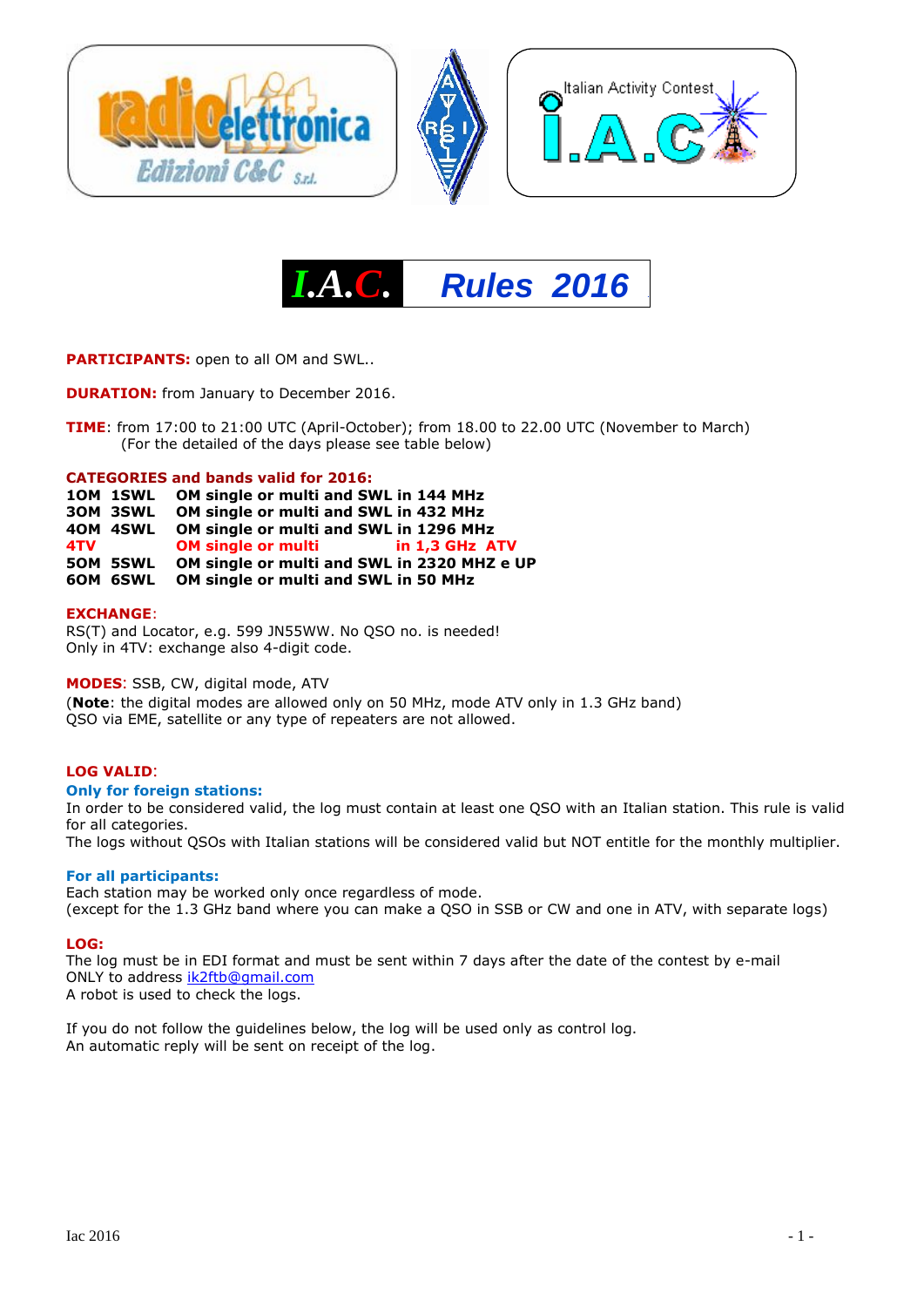# *I.A.C.* Rules 2016

**PARTICIPANTS:** open to all OM and SWL..

**DURATION:** from January to December 2016.

**TIME**: from 17:00 to 21:00 UTC (April-October); from 18.00 to 22.00 UTC (November to March)
(For the detailed of the days please see table below)

**CATEGORIES and bands valid for 2016:**

| | | |
|---|---|---|
| **1OM** | **1SWL** | **OM single or multi and SWL in 144 MHz** |
| **3OM** | **3SWL** | **OM single or multi and SWL in 432 MHz** |
| **4OM** | **4SWL** | **OM single or multi and SWL in 1296 MHz** |
| **4TV** | | **OM single or multi in 1,3 GHz ATV** |
| **5OM** | **5SWL** | **OM single or multi and SWL in 2320 MHZ e UP** |
| **6OM** | **6SWL** | **OM single or multi and SWL in 50 MHz** |

**EXCHANGE**:
RS(T) and Locator, e.g. 599 JN55WW. No QSO no. is needed!
Only in 4TV: exchange also 4-digit code.

**MODES**: SSB, CW, digital mode, ATV
(**Note**: the digital modes are allowed only on 50 MHz, mode ATV only in 1.3 GHz band)
QSO via EME, satellite or any type of repeaters are not allowed.

**LOG VALID**:

**Only for foreign stations:**
In order to be considered valid, the log must contain at least one QSO with an Italian station. This rule is valid for all categories.
The logs without QSOs with Italian stations will be considered valid but NOT entitle for the monthly multiplier.

**For all participants:**
Each station may be worked only once regardless of mode.
(except for the 1.3 GHz band where you can make a QSO in SSB or CW and one in ATV, with separate logs)

**LOG:**
The log must be in EDI format and must be sent within 7 days after the date of the contest by e-mail ONLY to address ik2ftb@gmail.com
A robot is used to check the logs.

If you do not follow the guidelines below, the log will be used only as control log.
An automatic reply will be sent on receipt of the log.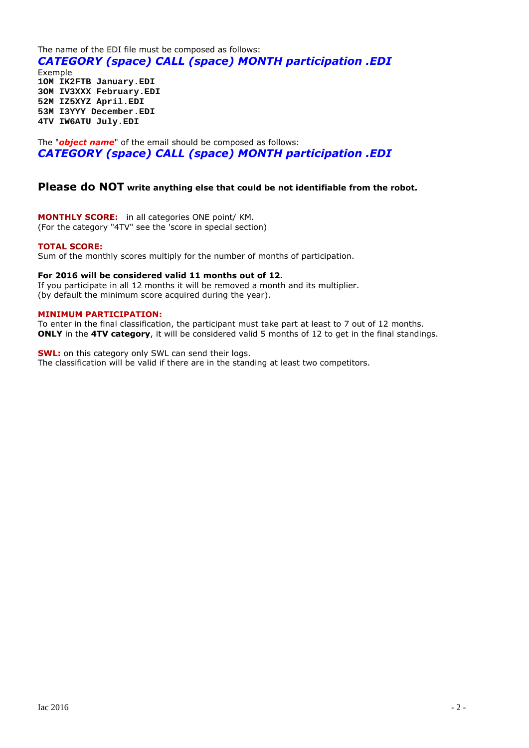The name of the EDI file must be composed as follows:

***CATEGORY (space) CALL (space) MONTH participation .EDI***

Exemple

**10M IK2FTB January.EDI**
**30M IV3XXX February.EDI**
**52M IZ5XYZ April.EDI**
**53M I3YYY December.EDI**
**4TV IW6ATU July.EDI**

The "***object name***" of the email should be composed as follows:

***CATEGORY (space) CALL (space) MONTH participation .EDI***

**Please do NOT write anything else that could be not identifiable from the robot.**

**MONTHLY SCORE:** in all categories ONE point/ KM.
(For the category "4TV" see the 'score in special section)

**TOTAL SCORE:**
Sum of the monthly scores multiply for the number of months of participation.

**For 2016 will be considered valid 11 months out of 12.**
If you participate in all 12 months it will be removed a month and its multiplier.
(by default the minimum score acquired during the year).

**MINIMUM PARTICIPATION:**
To enter in the final classification, the participant must take part at least to 7 out of 12 months.
**ONLY** in the **4TV category**, it will be considered valid 5 months of 12 to get in the final standings.

**SWL:** on this category only SWL can send their logs.
The classification will be valid if there are in the standing at least two competitors.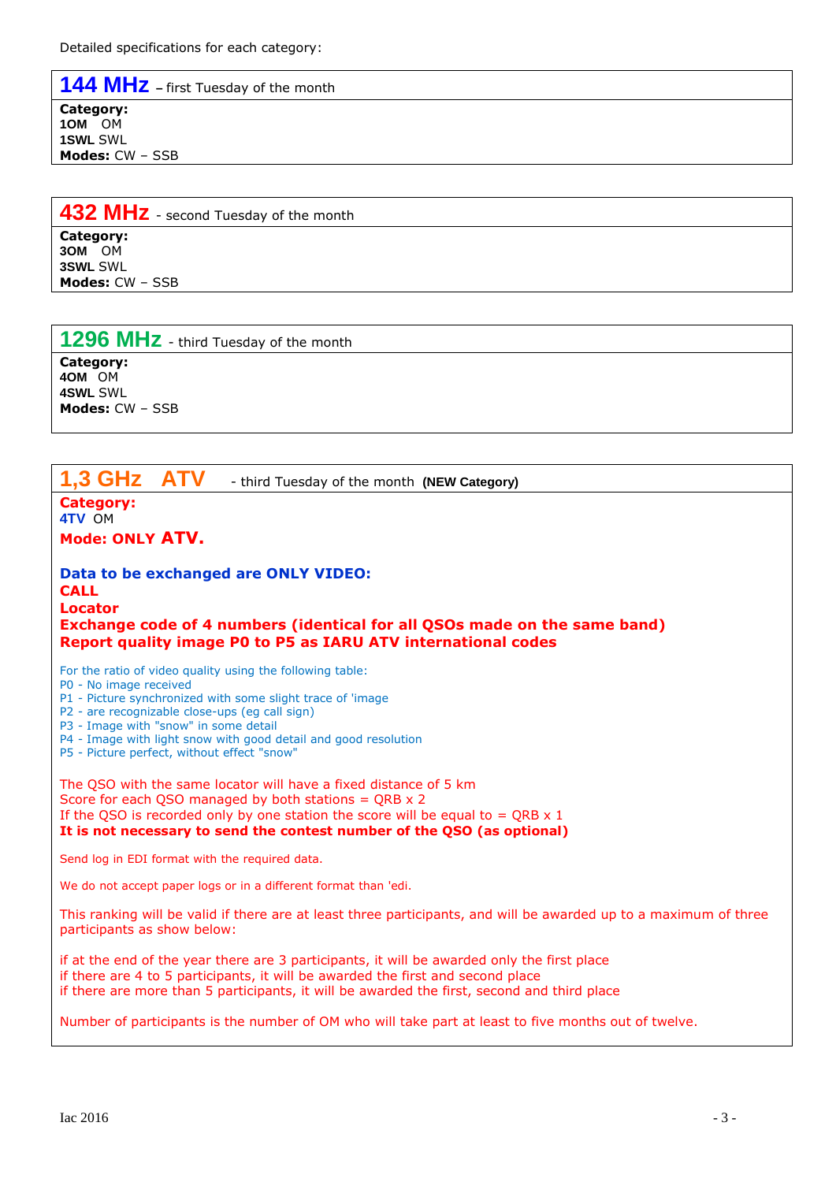Detailed specifications for each category:

## 144 MHz – first Tuesday of the month

**Category:**
**1OM** OM
**1SWL** SWL
**Modes:** CW – SSB

## 432 MHz - second Tuesday of the month

**Category:**
**3OM** OM
**3SWL** SWL
**Modes:** CW – SSB

## 1296 MHz - third Tuesday of the month

**Category:**
**4OM** OM
**4SWL** SWL
**Modes:** CW – SSB

## 1,3 GHz ATV - third Tuesday of the month **(NEW Category)**

**Category:**
**4TV** OM
**Mode: ONLY ATV.**

**Data to be exchanged are ONLY VIDEO:**
**CALL**
**Locator**
**Exchange code of 4 numbers (identical for all QSOs made on the same band)**
**Report quality image P0 to P5 as IARU ATV international codes**

For the ratio of video quality using the following table:
P0 - No image received
P1 - Picture synchronized with some slight trace of 'image
P2 - are recognizable close-ups (eg call sign)
P3 - Image with "snow" in some detail
P4 - Image with light snow with good detail and good resolution
P5 - Picture perfect, without effect "snow"

The QSO with the same locator will have a fixed distance of 5 km
Score for each QSO managed by both stations = QRB x 2
If the QSO is recorded only by one station the score will be equal to = QRB x 1
**It is not necessary to send the contest number of the QSO (as optional)**

Send log in EDI format with the required data.

We do not accept paper logs or in a different format than 'edi.

This ranking will be valid if there are at least three participants, and will be awarded up to a maximum of three participants as show below:

if at the end of the year there are 3 participants, it will be awarded only the first place
if there are 4 to 5 participants, it will be awarded the first and second place
if there are more than 5 participants, it will be awarded the first, second and third place

Number of participants is the number of OM who will take part at least to five months out of twelve.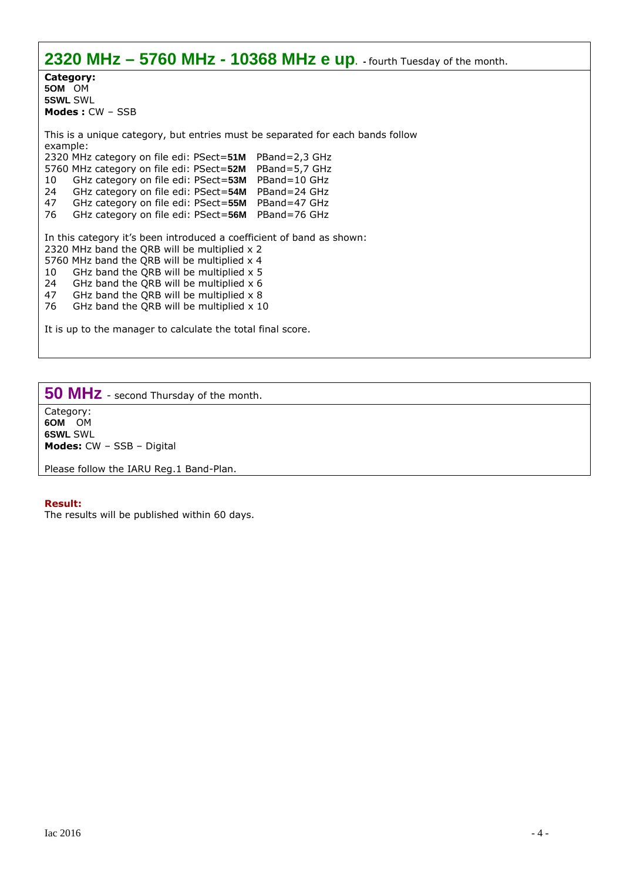## **2320 MHz – 5760 MHz - 10368 MHz e up**. - fourth Tuesday of the month.

**Category:**
**5OM** OM
**5SWL** SWL
**Modes :** CW – SSB

This is a unique category, but entries must be separated for each bands follow example:
2320 MHz category on file edi: PSect=**51M** PBand=2,3 GHz
5760 MHz category on file edi: PSect=**52M** PBand=5,7 GHz
10 GHz category on file edi: PSect=**53M** PBand=10 GHz
24 GHz category on file edi: PSect=**54M** PBand=24 GHz
47 GHz category on file edi: PSect=**55M** PBand=47 GHz
76 GHz category on file edi: PSect=**56M** PBand=76 GHz

In this category it's been introduced a coefficient of band as shown:
2320 MHz band the QRB will be multiplied x 2
5760 MHz band the QRB will be multiplied x 4
10 GHz band the QRB will be multiplied x 5
24 GHz band the QRB will be multiplied x 6
47 GHz band the QRB will be multiplied x 8
76 GHz band the QRB will be multiplied x 10

It is up to the manager to calculate the total final score.

## **50 MHz** - second Thursday of the month.

Category:
**6OM** OM
**6SWL** SWL
**Modes:** CW – SSB – Digital

Please follow the IARU Reg.1 Band-Plan.

**Result:**
The results will be published within 60 days.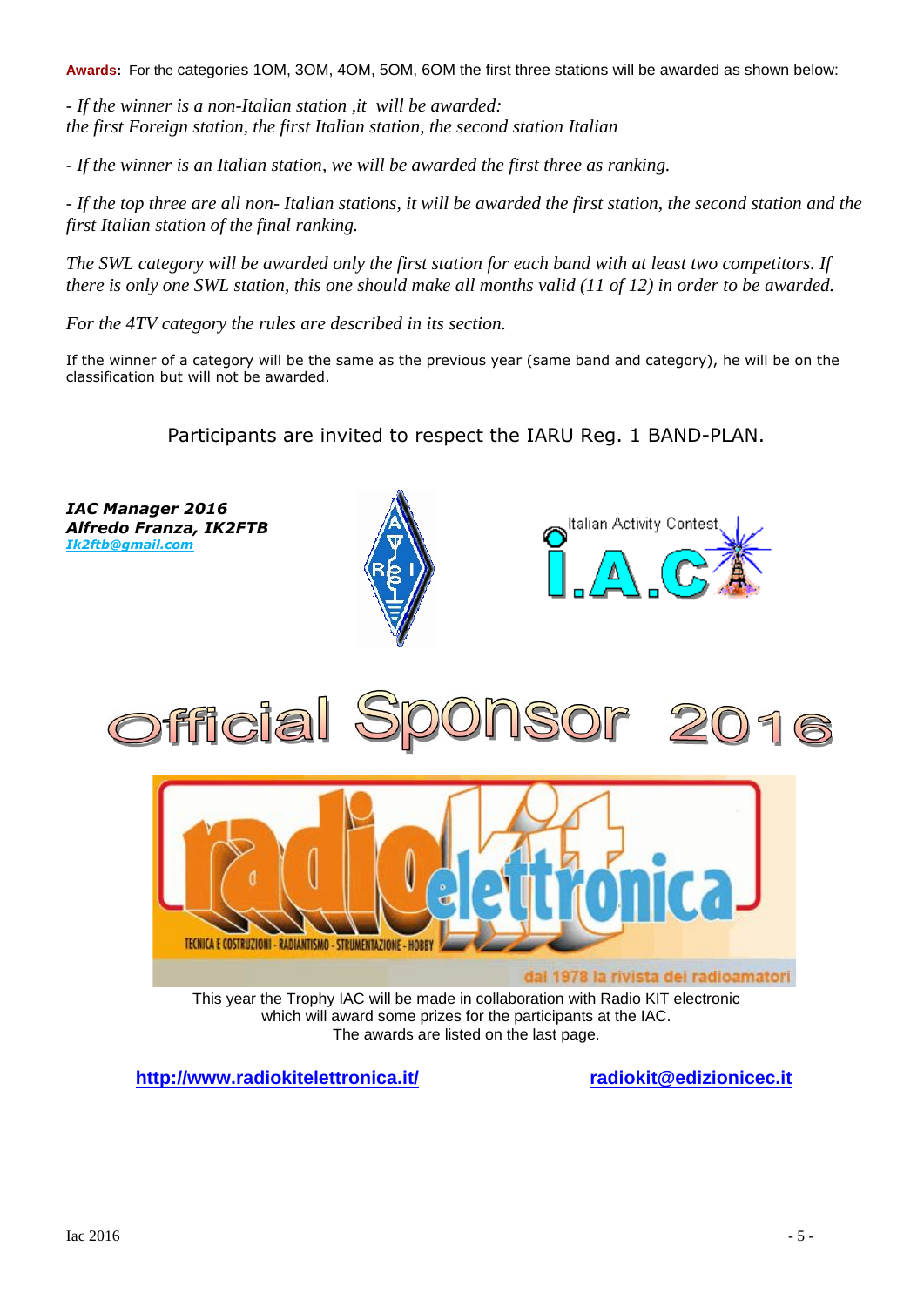**Awards:** For the categories 1OM, 3OM, 4OM, 5OM, 6OM the first three stations will be awarded as shown below:

*- If the winner is a non-Italian station ,it will be awarded:*
*the first Foreign station, the first Italian station, the second station Italian*

*- If the winner is an Italian station, we will be awarded the first three as ranking.*

*- If the top three are all non- Italian stations, it will be awarded the first station, the second station and the first Italian station of the final ranking.*

*The SWL category will be awarded only the first station for each band with at least two competitors. If there is only one SWL station, this one should make all months valid (11 of 12) in order to be awarded.*

*For the 4TV category the rules are described in its section.*

If the winner of a category will be the same as the previous year (same band and category), he will be on the classification but will not be awarded.

Participants are invited to respect the IARU Reg. 1 BAND-PLAN.

***IAC Manager 2016***
***Alfredo Franza, IK2FTB***
*Ik2ftb@gmail.com*

Italian Activity Contest
I.A.C

# Official Sponsor 2016

radio kit elettronica
TECNICA E COSTRUZIONI - RADIANTISMO - STRUMENTAZIONE - HOBBY
dal 1978 la rivista dei radioamatori

This year the Trophy IAC will be made in collaboration with Radio KIT electronic which will award some prizes for the participants at the IAC.
The awards are listed on the last page.

**http://www.radiokitelettronica.it/** **radiokit@edizionicec.it**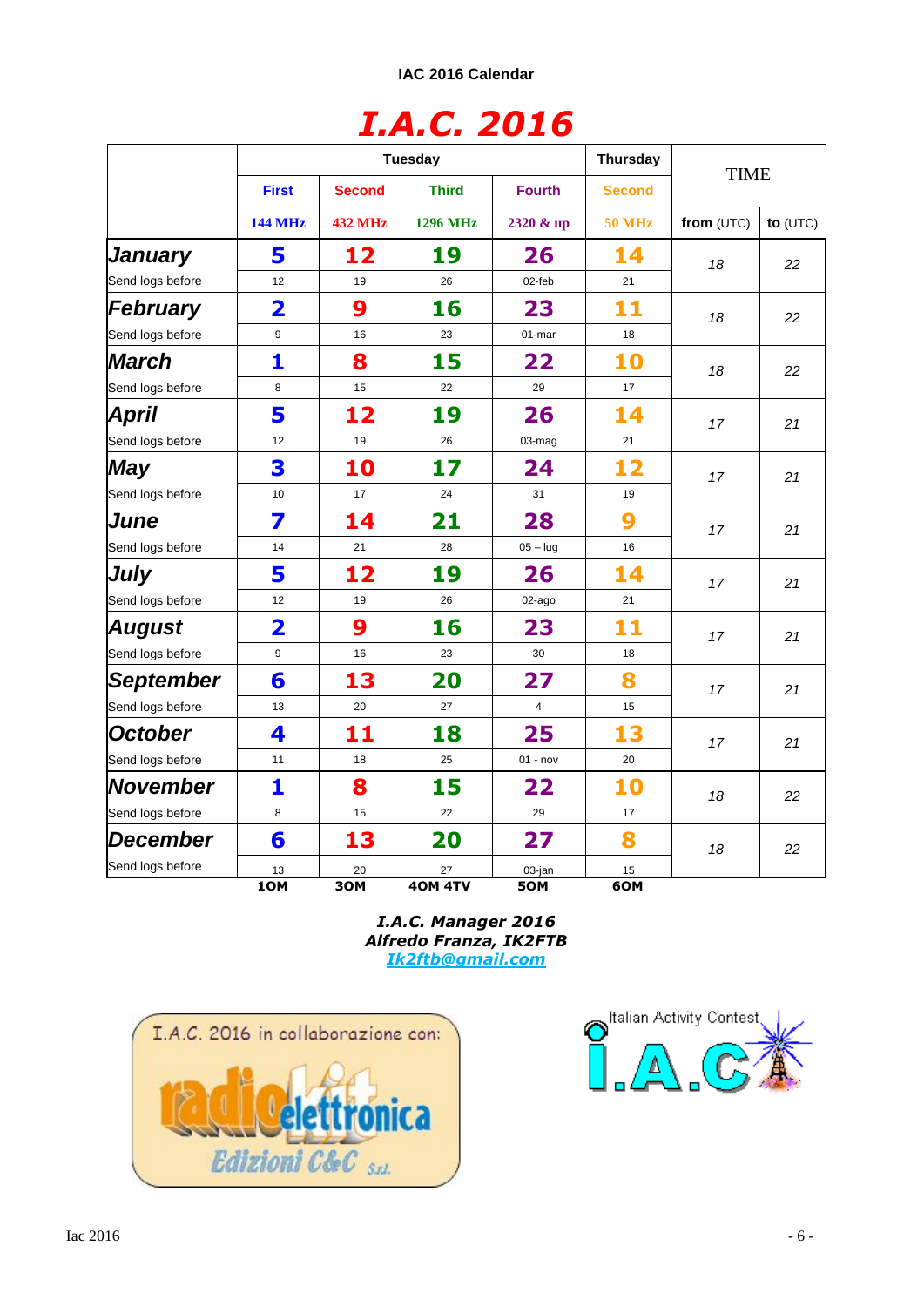IAC 2016 Calendar

# I.A.C. 2016

| | Tuesday | | | | Thursday | TIME | |
|---|---|---|---|---|---|---|---|
| | First | Second | Third | Fourth | Second | | |
| | 144 MHz | 432 MHz | 1296 MHz | 2320 & up | 50 MHz | from (UTC) | to (UTC) |
| **January** | **5** | **12** | **19** | **26** | **14** | 18 | 22 |
| Send logs before | 12 | 19 | 26 | 02-feb | 21 | | |
| **February** | **2** | **9** | **16** | **23** | **11** | 18 | 22 |
| Send logs before | 9 | 16 | 23 | 01-mar | 18 | | |
| **March** | **1** | **8** | **15** | **22** | **10** | 18 | 22 |
| Send logs before | 8 | 15 | 22 | 29 | 17 | | |
| **April** | **5** | **12** | **19** | **26** | **14** | 17 | 21 |
| Send logs before | 12 | 19 | 26 | 03-mag | 21 | | |
| **May** | **3** | **10** | **17** | **24** | **12** | 17 | 21 |
| Send logs before | 10 | 17 | 24 | 31 | 19 | | |
| **June** | **7** | **14** | **21** | **28** | **9** | 17 | 21 |
| Send logs before | 14 | 21 | 28 | 05 – lug | 16 | | |
| **July** | **5** | **12** | **19** | **26** | **14** | 17 | 21 |
| Send logs before | 12 | 19 | 26 | 02-ago | 21 | | |
| **August** | **2** | **9** | **16** | **23** | **11** | 17 | 21 |
| Send logs before | 9 | 16 | 23 | 30 | 18 | | |
| **September** | **6** | **13** | **20** | **27** | **8** | 17 | 21 |
| Send logs before | 13 | 20 | 27 | 4 | 15 | | |
| **October** | **4** | **11** | **18** | **25** | **13** | 17 | 21 |
| Send logs before | 11 | 18 | 25 | 01 - nov | 20 | | |
| **November** | **1** | **8** | **15** | **22** | **10** | 18 | 22 |
| Send logs before | 8 | 15 | 22 | 29 | 17 | | |
| **December** | **6** | **13** | **20** | **27** | **8** | 18 | 22 |
| Send logs before | 13 | 20 | 27 | 03-jan | 15 | | |
| | **10M** | **30M** | **40M 4TV** | **50M** | **60M** | | |

***I.A.C. Manager 2016***
***Alfredo Franza, IK2FTB***
***Ik2ftb@gmail.com***

I.A.C. 2016 in collaborazione con:

radio kit elettronica
Edizioni C&C S.r.l.

Italian Activity Contest
I.A.C.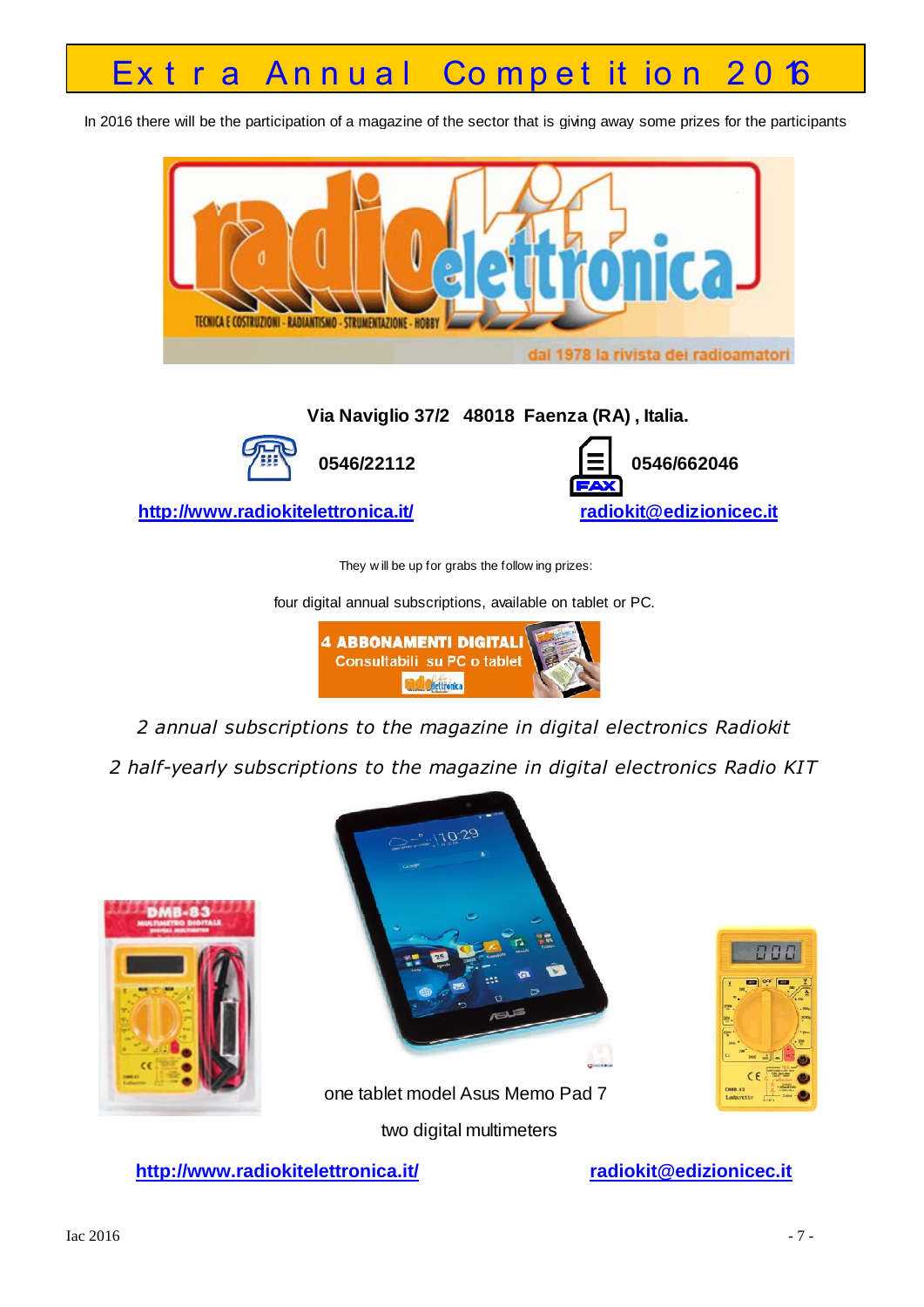# Extra Annual Competition 2016

In 2016 there will be the participation of a magazine of the sector that is giving away some prizes for the participants

**Via Naviglio 37/2 48018 Faenza (RA) , Italia.**

**0546/22112** **0546/662046**

http://www.radiokitelettronica.it/ radiokit@edizionicec.it

They will be up for grabs the following prizes:

four digital annual subscriptions, available on tablet or PC.

*2 annual subscriptions to the magazine in digital electronics Radiokit*

*2 half-yearly subscriptions to the magazine in digital electronics Radio KIT*

one tablet model Asus Memo Pad 7

two digital multimeters

http://www.radiokitelettronica.it/ radiokit@edizionicec.it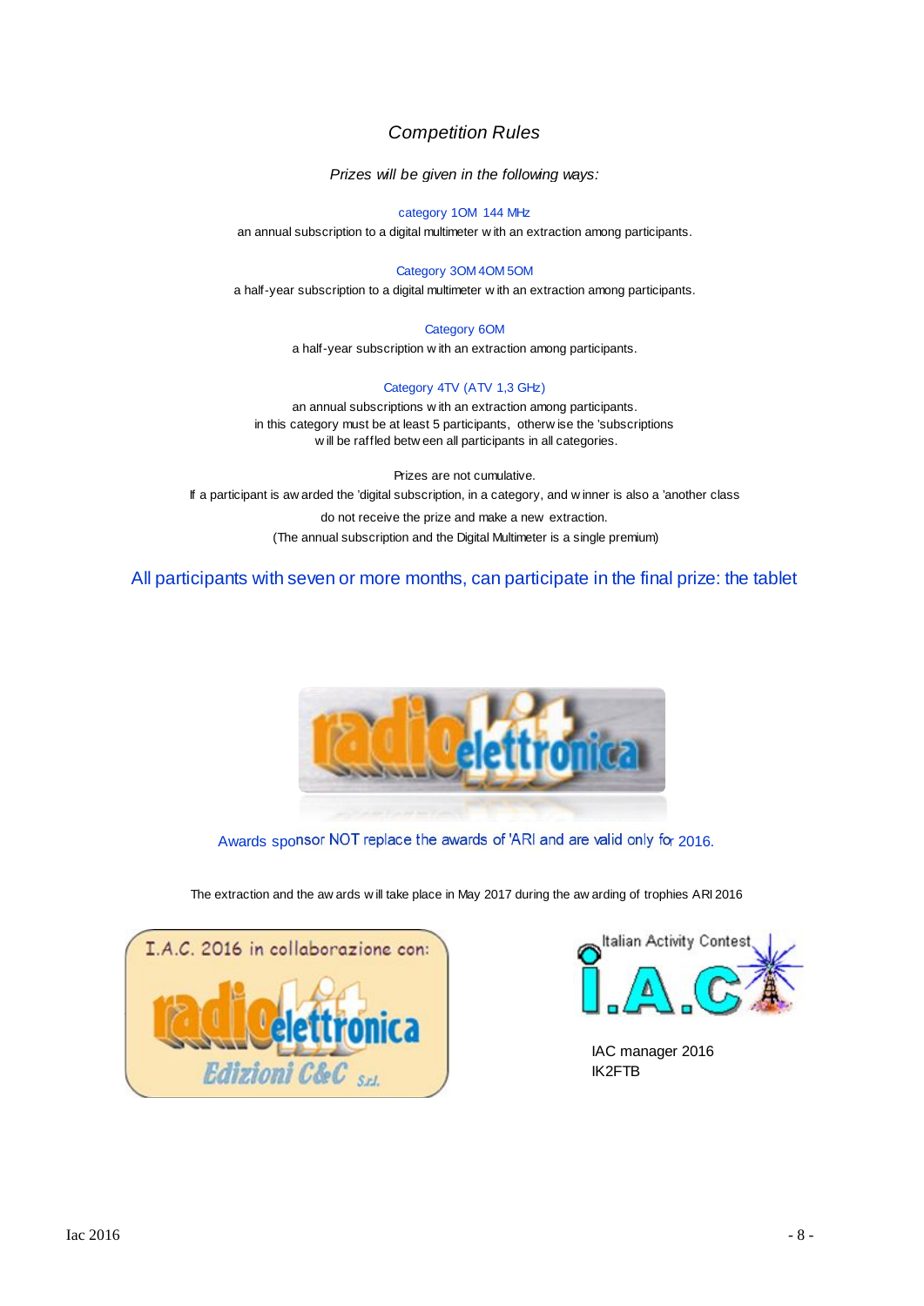*Competition Rules*

*Prizes will be given in the following ways:*

category 1OM 144 MHz

an annual subscription to a digital multimeter with an extraction among participants.

Category 3OM 4OM 5OM

a half-year subscription to a digital multimeter with an extraction among participants.

Category 6OM

a half-year subscription with an extraction among participants.

Category 4TV (ATV 1,3 GHz)

an annual subscriptions with an extraction among participants.
in this category must be at least 5 participants, otherwise the 'subscriptions will be raffled between all participants in all categories.

Prizes are not cumulative.
If a participant is awarded the 'digital subscription, in a category, and winner is also a 'another class do not receive the prize and make a new extraction.
(The annual subscription and the Digital Multimeter is a single premium)

All participants with seven or more months, can participate in the final prize: the tablet

Awards sponsor NOT replace the awards of 'ARI and are valid only for 2016.

The extraction and the awards will take place in May 2017 during the awarding of trophies ARI 2016

I.A.C. 2016 in collaborazione con:

IAC manager 2016
IK2FTB